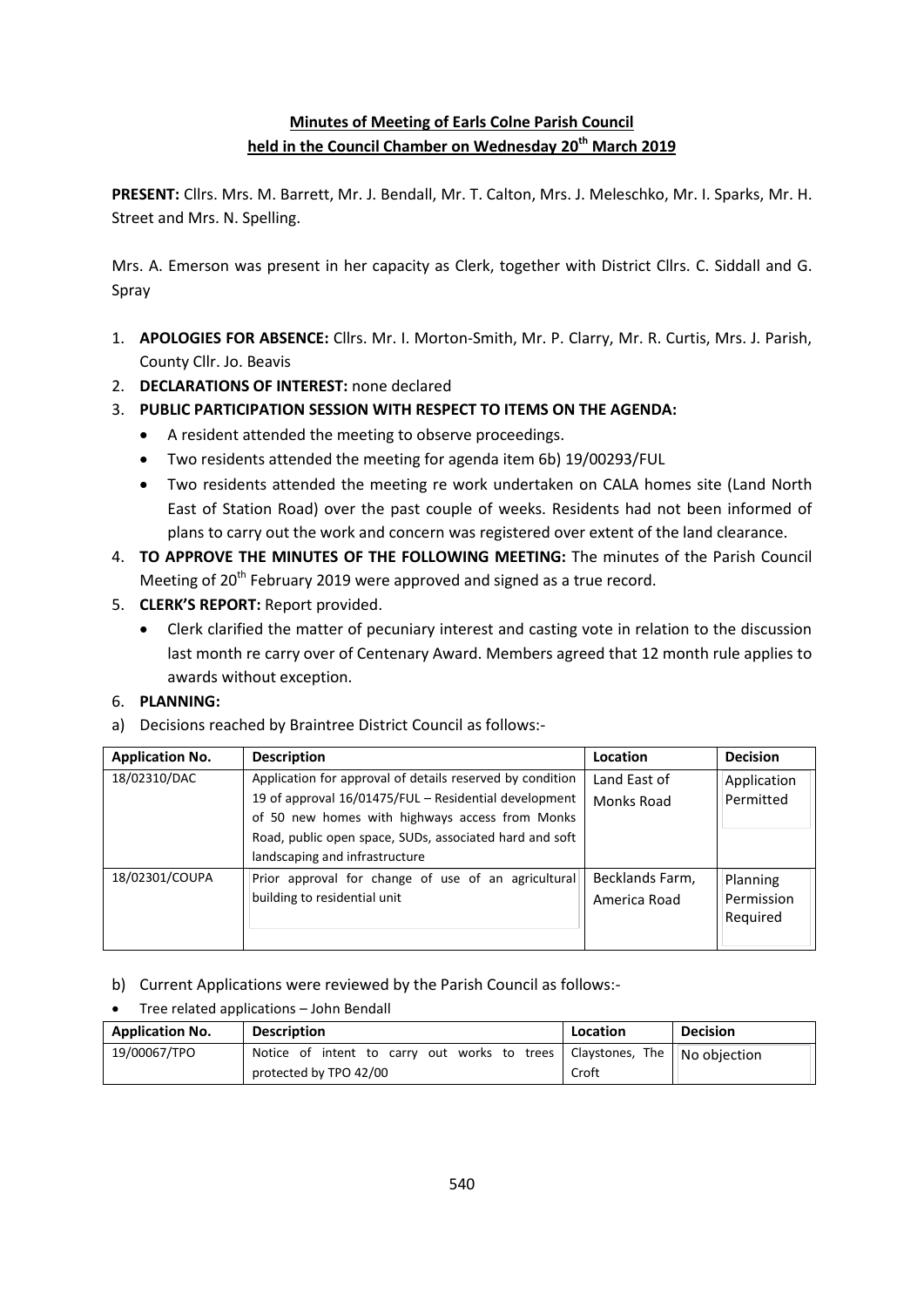# Minutes of Meeting of Earls Colne Parish Council held in the Council Chamber on Wednesday 20th March 2019

**PRESENT:** Cllrs. Mrs. M. Barrett, Mr. J. Bendall, Mr. T. Calton, Mrs. J. Meleschko, Mr. I. Sparks, Mr. H. Street and Mrs. N. Spelling.

Mrs. A. Emerson was present in her capacity as Clerk, together with District Cllrs. C. Siddall and G. Spray

1. **APOLOGIES FOR ABSENCE:** Cllrs. Mr. I. Morton-Smith, Mr. P. Clarry, Mr. R. Curtis, Mrs. J. Parish, County Cllr. Jo. Beavis
2. **DECLARATIONS OF INTEREST:** none declared
3. **PUBLIC PARTICIPATION SESSION WITH RESPECT TO ITEMS ON THE AGENDA:**
   - A resident attended the meeting to observe proceedings.
   - Two residents attended the meeting for agenda item 6b) 19/00293/FUL
   - Two residents attended the meeting re work undertaken on CALA homes site (Land North East of Station Road) over the past couple of weeks. Residents had not been informed of plans to carry out the work and concern was registered over extent of the land clearance.
4. **TO APPROVE THE MINUTES OF THE FOLLOWING MEETING:** The minutes of the Parish Council Meeting of 20th February 2019 were approved and signed as a true record.
5. **CLERK'S REPORT:** Report provided.
   - Clerk clarified the matter of pecuniary interest and casting vote in relation to the discussion last month re carry over of Centenary Award. Members agreed that 12 month rule applies to awards without exception.
6. **PLANNING:**

a) Decisions reached by Braintree District Council as follows:-

| Application No. | Description | Location | Decision |
|---|---|---|---|
| 18/02310/DAC | Application for approval of details reserved by condition 19 of approval 16/01475/FUL – Residential development of 50 new homes with highways access from Monks Road, public open space, SUDs, associated hard and soft landscaping and infrastructure | Land East of Monks Road | Application Permitted |
| 18/02301/COUPA | Prior approval for change of use of an agricultural building to residential unit | Becklands Farm, America Road | Planning Permission Required |

b) Current Applications were reviewed by the Parish Council as follows:-

- Tree related applications – John Bendall

| Application No. | Description | Location | Decision |
|---|---|---|---|
| 19/00067/TPO | Notice of intent to carry out works to trees protected by TPO 42/00 | Claystones, The Croft | No objection |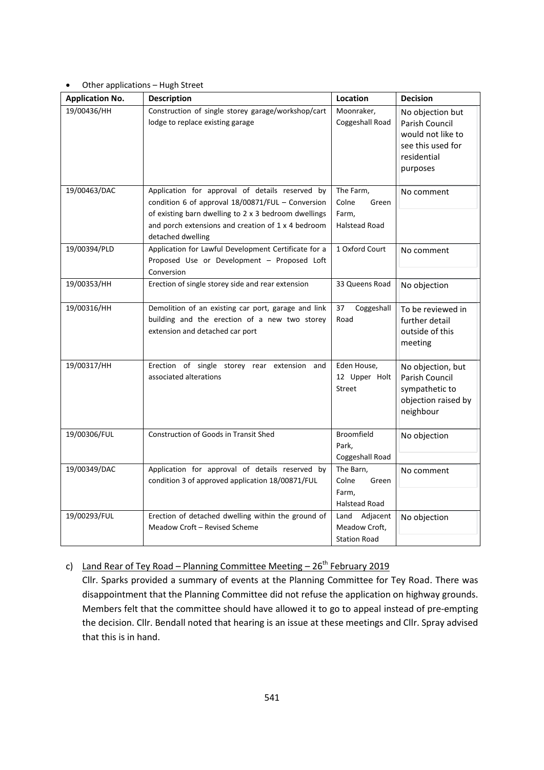- Other applications – Hugh Street

| Application No. | Description | Location | Decision |
|---|---|---|---|
| 19/00436/HH | Construction of single storey garage/workshop/cart lodge to replace existing garage | Moonraker, Coggeshall Road | No objection but Parish Council would not like to see this used for residential purposes |
| 19/00463/DAC | Application for approval of details reserved by condition 6 of approval 18/00871/FUL – Conversion of existing barn dwelling to 2 x 3 bedroom dwellings and porch extensions and creation of 1 x 4 bedroom detached dwelling | The Farm, Colne Green Farm, Halstead Road | No comment |
| 19/00394/PLD | Application for Lawful Development Certificate for a Proposed Use or Development – Proposed Loft Conversion | 1 Oxford Court | No comment |
| 19/00353/HH | Erection of single storey side and rear extension | 33 Queens Road | No objection |
| 19/00316/HH | Demolition of an existing car port, garage and link building and the erection of a new two storey extension and detached car port | 37 Coggeshall Road | To be reviewed in further detail outside of this meeting |
| 19/00317/HH | Erection of single storey rear extension and associated alterations | Eden House, 12 Upper Holt Street | No objection, but Parish Council sympathetic to objection raised by neighbour |
| 19/00306/FUL | Construction of Goods in Transit Shed | Broomfield Park, Coggeshall Road | No objection |
| 19/00349/DAC | Application for approval of details reserved by condition 3 of approved application 18/00871/FUL | The Barn, Colne Green Farm, Halstead Road | No comment |
| 19/00293/FUL | Erection of detached dwelling within the ground of Meadow Croft – Revised Scheme | Land Adjacent Meadow Croft, Station Road | No objection |

c) <u>Land Rear of Tey Road – Planning Committee Meeting – 26th February 2019</u>

Cllr. Sparks provided a summary of events at the Planning Committee for Tey Road. There was disappointment that the Planning Committee did not refuse the application on highway grounds. Members felt that the committee should have allowed it to go to appeal instead of pre-empting the decision. Cllr. Bendall noted that hearing is an issue at these meetings and Cllr. Spray advised that this is in hand.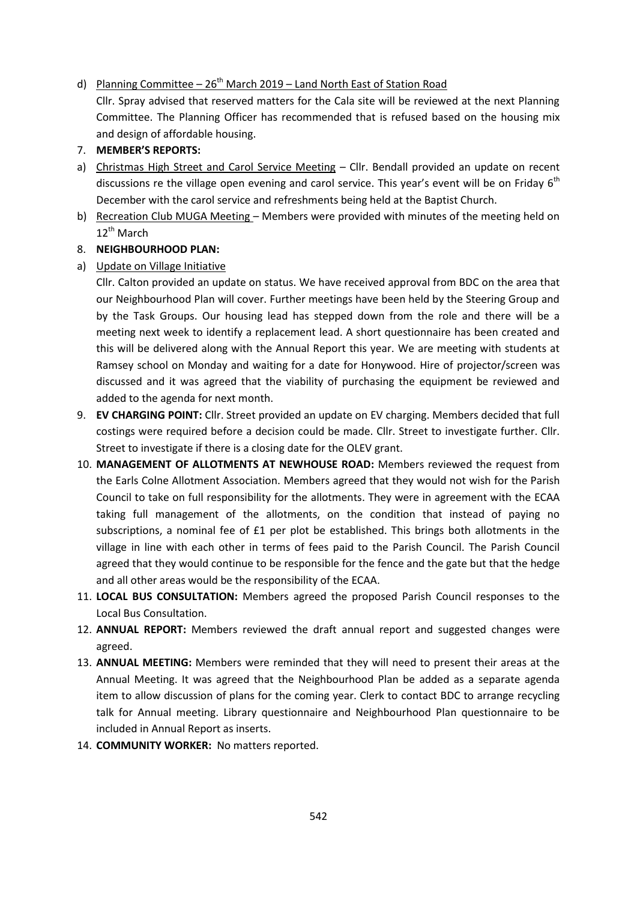d) <u>Planning Committee – 26th March 2019 – Land North East of Station Road</u>

Cllr. Spray advised that reserved matters for the Cala site will be reviewed at the next Planning Committee. The Planning Officer has recommended that is refused based on the housing mix and design of affordable housing.

7. **MEMBER'S REPORTS:**

a) <u>Christmas High Street and Carol Service Meeting</u> – Cllr. Bendall provided an update on recent discussions re the village open evening and carol service. This year's event will be on Friday 6th December with the carol service and refreshments being held at the Baptist Church.

b) <u>Recreation Club MUGA Meeting</u> – Members were provided with minutes of the meeting held on 12th March

8. **NEIGHBOURHOOD PLAN:**

a) <u>Update on Village Initiative</u>

Cllr. Calton provided an update on status. We have received approval from BDC on the area that our Neighbourhood Plan will cover. Further meetings have been held by the Steering Group and by the Task Groups. Our housing lead has stepped down from the role and there will be a meeting next week to identify a replacement lead. A short questionnaire has been created and this will be delivered along with the Annual Report this year. We are meeting with students at Ramsey school on Monday and waiting for a date for Honywood. Hire of projector/screen was discussed and it was agreed that the viability of purchasing the equipment be reviewed and added to the agenda for next month.

9. **EV CHARGING POINT:** Cllr. Street provided an update on EV charging. Members decided that full costings were required before a decision could be made. Cllr. Street to investigate further. Cllr. Street to investigate if there is a closing date for the OLEV grant.

10. **MANAGEMENT OF ALLOTMENTS AT NEWHOUSE ROAD:** Members reviewed the request from the Earls Colne Allotment Association. Members agreed that they would not wish for the Parish Council to take on full responsibility for the allotments. They were in agreement with the ECAA taking full management of the allotments, on the condition that instead of paying no subscriptions, a nominal fee of £1 per plot be established. This brings both allotments in the village in line with each other in terms of fees paid to the Parish Council. The Parish Council agreed that they would continue to be responsible for the fence and the gate but that the hedge and all other areas would be the responsibility of the ECAA.

11. **LOCAL BUS CONSULTATION:** Members agreed the proposed Parish Council responses to the Local Bus Consultation.

12. **ANNUAL REPORT:** Members reviewed the draft annual report and suggested changes were agreed.

13. **ANNUAL MEETING:** Members were reminded that they will need to present their areas at the Annual Meeting. It was agreed that the Neighbourhood Plan be added as a separate agenda item to allow discussion of plans for the coming year. Clerk to contact BDC to arrange recycling talk for Annual meeting. Library questionnaire and Neighbourhood Plan questionnaire to be included in Annual Report as inserts.

14. **COMMUNITY WORKER:** No matters reported.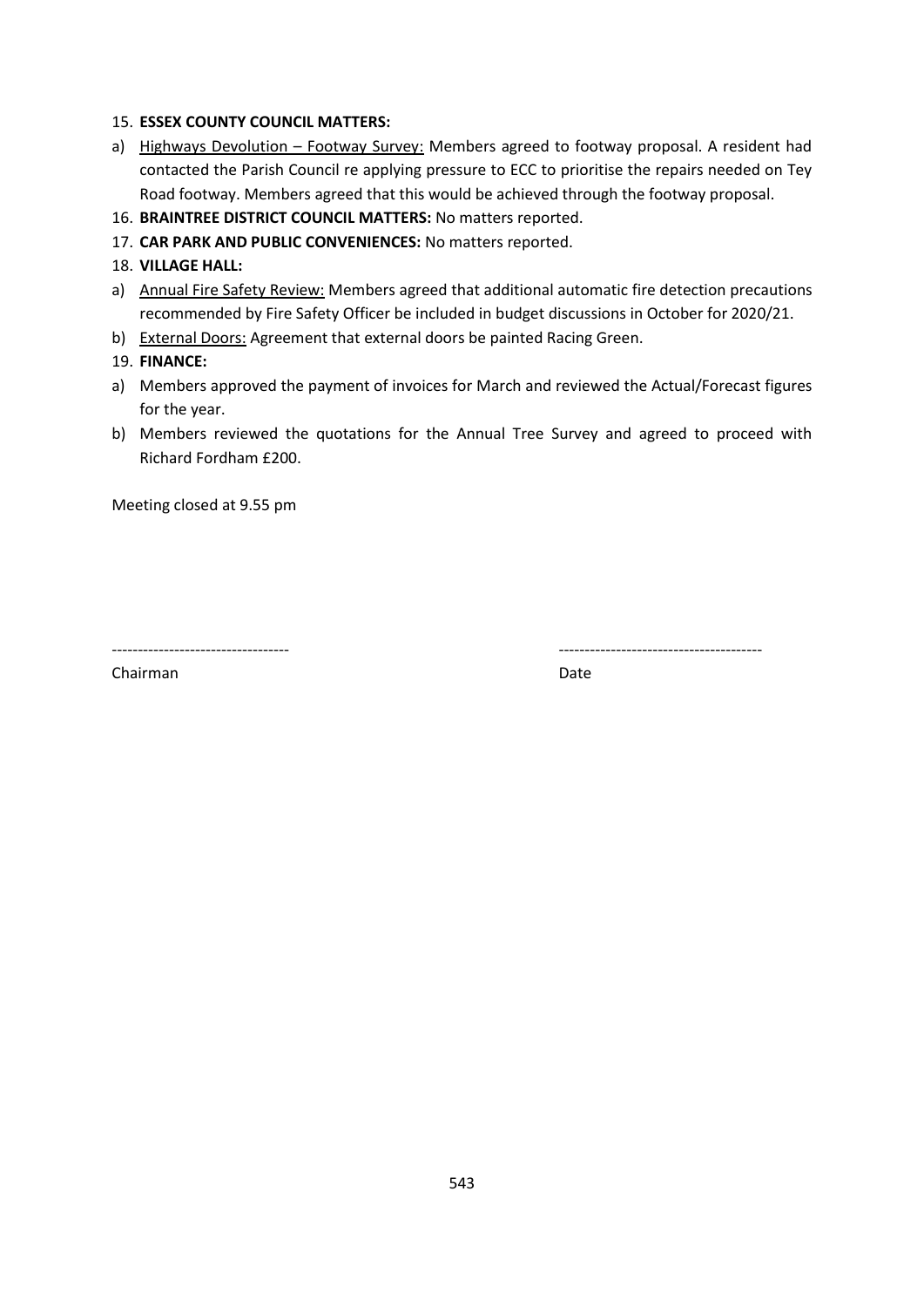15. **ESSEX COUNTY COUNCIL MATTERS:**

a) Highways Devolution – Footway Survey: Members agreed to footway proposal. A resident had contacted the Parish Council re applying pressure to ECC to prioritise the repairs needed on Tey Road footway. Members agreed that this would be achieved through the footway proposal.

16. **BRAINTREE DISTRICT COUNCIL MATTERS:** No matters reported.

17. **CAR PARK AND PUBLIC CONVENIENCES:** No matters reported.

18. **VILLAGE HALL:**

a) Annual Fire Safety Review: Members agreed that additional automatic fire detection precautions recommended by Fire Safety Officer be included in budget discussions in October for 2020/21.

b) External Doors: Agreement that external doors be painted Racing Green.

19. **FINANCE:**

a) Members approved the payment of invoices for March and reviewed the Actual/Forecast figures for the year.

b) Members reviewed the quotations for the Annual Tree Survey and agreed to proceed with Richard Fordham £200.

Meeting closed at 9.55 pm

---------------------------------- ---------------------------------------

Chairman Date